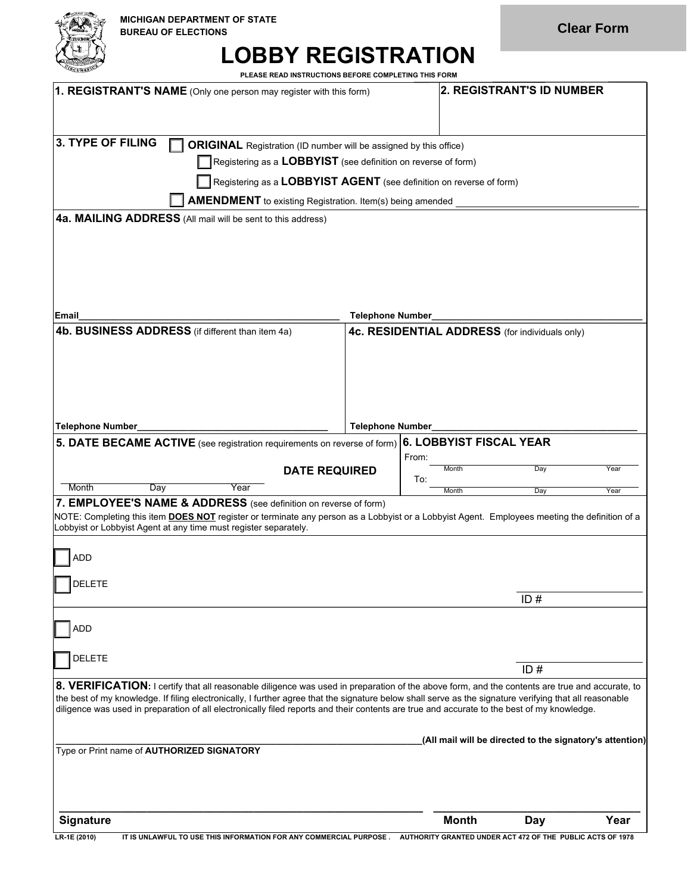MICHIGAN DEPARTMENT OF STATE
BUREAU OF ELECTIONS

Clear Form

# LOBBY REGISTRATION

PLEASE READ INSTRUCTIONS BEFORE COMPLETING THIS FORM

**1. REGISTRANT'S NAME** (Only one person may register with this form)

**2. REGISTRANT'S ID NUMBER**

**3. TYPE OF FILING**

☐ **ORIGINAL** Registration (ID number will be assigned by this office)

☐ Registering as a **LOBBYIST** (see definition on reverse of form)

☐ Registering as a **LOBBYIST AGENT** (see definition on reverse of form)

☐ **AMENDMENT** to existing Registration. Item(s) being amended ______________________

**4a. MAILING ADDRESS** (All mail will be sent to this address)

Email______________________ Telephone Number______________________

**4b. BUSINESS ADDRESS** (if different than item 4a)

Telephone Number______________________

**4c. RESIDENTIAL ADDRESS** (for individuals only)

Telephone Number______________________

**5. DATE BECAME ACTIVE** (see registration requirements on reverse of form)

**DATE REQUIRED**

Month Day Year

**6. LOBBYIST FISCAL YEAR**

From: ______ Month ______ Day ______ Year

To: ______ Month ______ Day ______ Year

**7. EMPLOYEE'S NAME & ADDRESS** (see definition on reverse of form)

NOTE: Completing this item **DOES NOT** register or terminate any person as a Lobbyist or a Lobbyist Agent. Employees meeting the definition of a Lobbyist or Lobbyist Agent at any time must register separately.

☐ ADD

☐ DELETE

ID # ______________________

☐ ADD

☐ DELETE

ID # ______________________

**8. VERIFICATION:** I certify that all reasonable diligence was used in preparation of the above form, and the contents are true and accurate, to the best of my knowledge. If filing electronically, I further agree that the signature below shall serve as the signature verifying that all reasonable diligence was used in preparation of all electronically filed reports and their contents are true and accurate to the best of my knowledge.

______________________________________ **(All mail will be directed to the signatory's attention)**

Type or Print name of **AUTHORIZED SIGNATORY**

______________________________________ ______________________

**Signature** **Month** **Day** **Year**

LR-1E (2010) IT IS UNLAWFUL TO USE THIS INFORMATION FOR ANY COMMERCIAL PURPOSE . AUTHORITY GRANTED UNDER ACT 472 OF THE PUBLIC ACTS OF 1978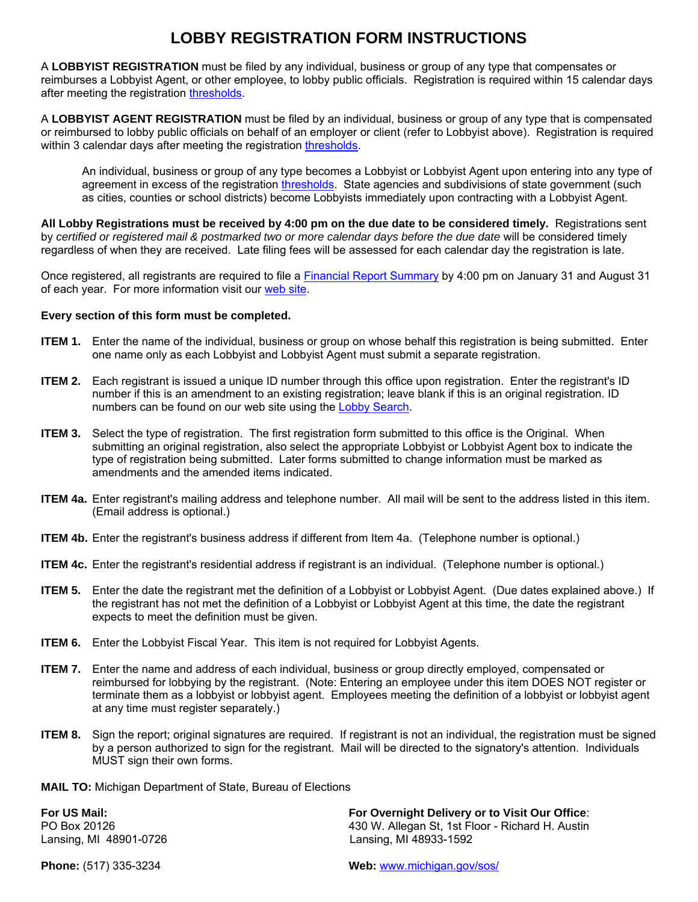# LOBBY REGISTRATION FORM INSTRUCTIONS

A **LOBBYIST REGISTRATION** must be filed by any individual, business or group of any type that compensates or reimburses a Lobbyist Agent, or other employee, to lobby public officials. Registration is required within 15 calendar days after meeting the registration thresholds.

A **LOBBYIST AGENT REGISTRATION** must be filed by an individual, business or group of any type that is compensated or reimbursed to lobby public officials on behalf of an employer or client (refer to Lobbyist above). Registration is required within 3 calendar days after meeting the registration thresholds.

> An individual, business or group of any type becomes a Lobbyist or Lobbyist Agent upon entering into any type of agreement in excess of the registration thresholds. State agencies and subdivisions of state government (such as cities, counties or school districts) become Lobbyists immediately upon contracting with a Lobbyist Agent.

**All Lobby Registrations must be received by 4:00 pm on the due date to be considered timely.** Registrations sent by *certified or registered mail & postmarked two or more calendar days before the due date* will be considered timely regardless of when they are received. Late filing fees will be assessed for each calendar day the registration is late.

Once registered, all registrants are required to file a Financial Report Summary by 4:00 pm on January 31 and August 31 of each year. For more information visit our web site.

**Every section of this form must be completed.**

**ITEM 1.** Enter the name of the individual, business or group on whose behalf this registration is being submitted. Enter one name only as each Lobbyist and Lobbyist Agent must submit a separate registration.

**ITEM 2.** Each registrant is issued a unique ID number through this office upon registration. Enter the registrant's ID number if this is an amendment to an existing registration; leave blank if this is an original registration. ID numbers can be found on our web site using the Lobby Search.

**ITEM 3.** Select the type of registration. The first registration form submitted to this office is the Original. When submitting an original registration, also select the appropriate Lobbyist or Lobbyist Agent box to indicate the type of registration being submitted. Later forms submitted to change information must be marked as amendments and the amended items indicated.

**ITEM 4a.** Enter registrant's mailing address and telephone number. All mail will be sent to the address listed in this item. (Email address is optional.)

**ITEM 4b.** Enter the registrant's business address if different from Item 4a. (Telephone number is optional.)

**ITEM 4c.** Enter the registrant's residential address if registrant is an individual. (Telephone number is optional.)

**ITEM 5.** Enter the date the registrant met the definition of a Lobbyist or Lobbyist Agent. (Due dates explained above.) If the registrant has not met the definition of a Lobbyist or Lobbyist Agent at this time, the date the registrant expects to meet the definition must be given.

**ITEM 6.** Enter the Lobbyist Fiscal Year. This item is not required for Lobbyist Agents.

**ITEM 7.** Enter the name and address of each individual, business or group directly employed, compensated or reimbursed for lobbying by the registrant. (Note: Entering an employee under this item DOES NOT register or terminate them as a lobbyist or lobbyist agent. Employees meeting the definition of a lobbyist or lobbyist agent at any time must register separately.)

**ITEM 8.** Sign the report; original signatures are required. If registrant is not an individual, the registration must be signed by a person authorized to sign for the registrant. Mail will be directed to the signatory's attention. Individuals MUST sign their own forms.

**MAIL TO:** Michigan Department of State, Bureau of Elections

**For US Mail:**
PO Box 20126
Lansing, MI 48901-0726

**For Overnight Delivery or to Visit Our Office**:
430 W. Allegan St, 1st Floor - Richard H. Austin
Lansing, MI 48933-1592

**Phone:** (517) 335-3234

**Web:** www.michigan.gov/sos/